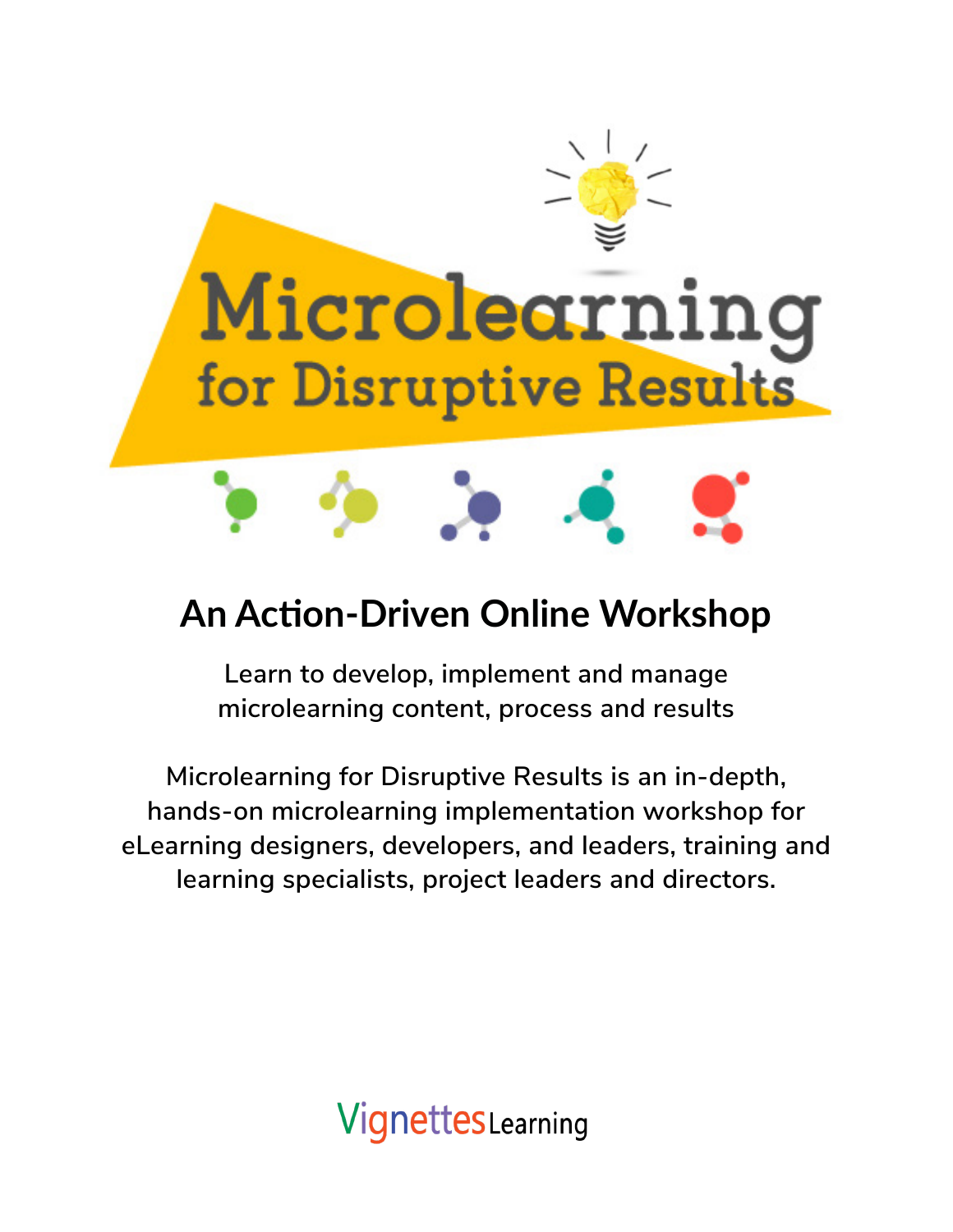# Microlearning

## for Disruptive Results

### An Action-Driven Online Workshop

Learn to develop, implement and manage microlearning content, process and results

Microlearning for Disruptive Results is an in-depth, hands-on microlearning implementation workshop for eLearning designers, developers, and leaders, training and learning specialists, project leaders and directors.

Vignettes Learning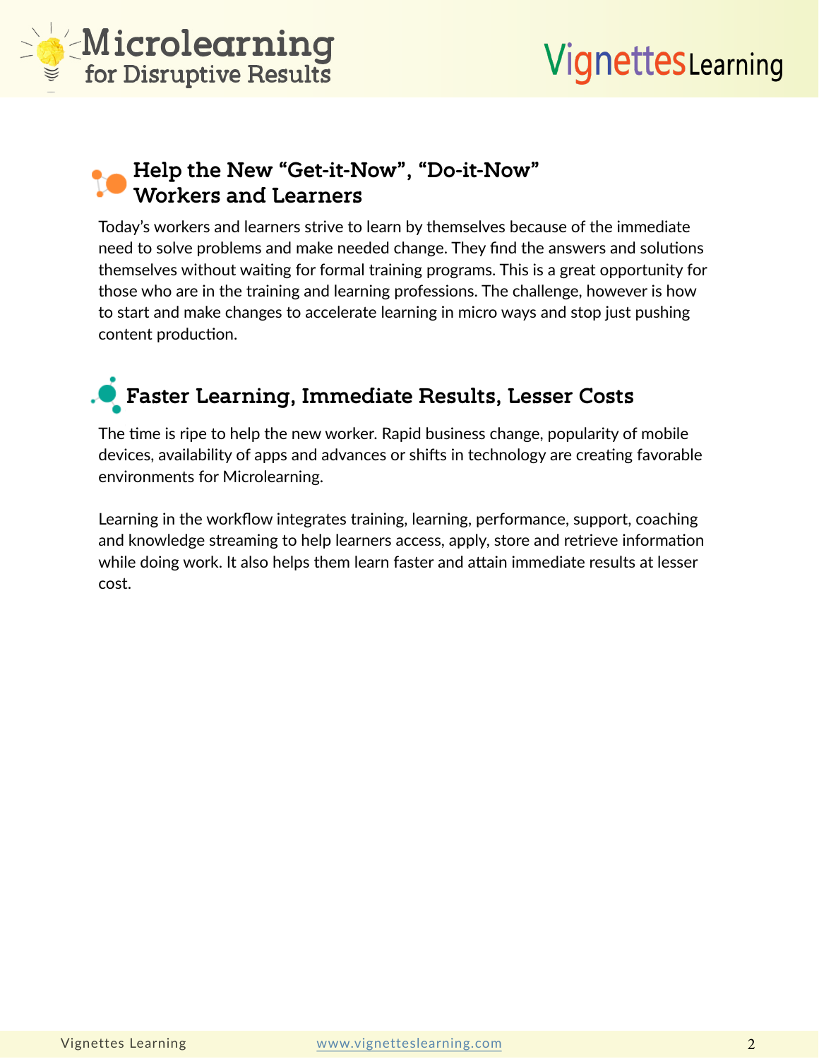## Help the New “Get-it-Now”, “Do-it-Now” Workers and Learners

Today’s workers and learners strive to learn by themselves because of the immediate need to solve problems and make needed change. They find the answers and solutions themselves without waiting for formal training programs. This is a great opportunity for those who are in the training and learning professions. The challenge, however is how to start and make changes to accelerate learning in micro ways and stop just pushing content production.

## Faster Learning, Immediate Results, Lesser Costs

The time is ripe to help the new worker. Rapid business change, popularity of mobile devices, availability of apps and advances or shifts in technology are creating favorable environments for Microlearning.

Learning in the workflow integrates training, learning, performance, support, coaching and knowledge streaming to help learners access, apply, store and retrieve information while doing work. It also helps them learn faster and attain immediate results at lesser cost.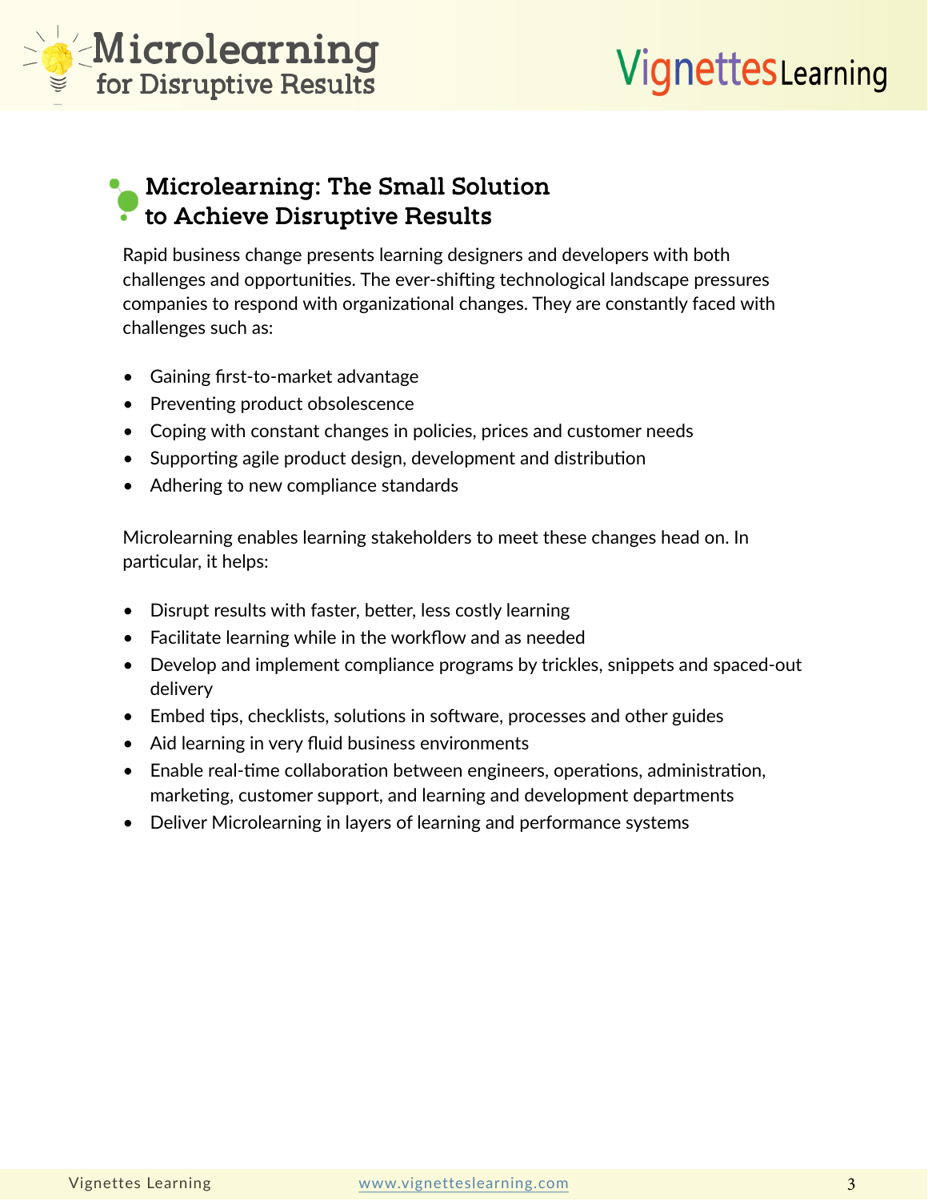## Microlearning: The Small Solution to Achieve Disruptive Results

Rapid business change presents learning designers and developers with both challenges and opportunities. The ever-shifting technological landscape pressures companies to respond with organizational changes. They are constantly faced with challenges such as:

- Gaining first-to-market advantage
- Preventing product obsolescence
- Coping with constant changes in policies, prices and customer needs
- Supporting agile product design, development and distribution
- Adhering to new compliance standards

Microlearning enables learning stakeholders to meet these changes head on. In particular, it helps:

- Disrupt results with faster, better, less costly learning
- Facilitate learning while in the workflow and as needed
- Develop and implement compliance programs by trickles, snippets and spaced-out delivery
- Embed tips, checklists, solutions in software, processes and other guides
- Aid learning in very fluid business environments
- Enable real-time collaboration between engineers, operations, administration, marketing, customer support, and learning and development departments
- Deliver Microlearning in layers of learning and performance systems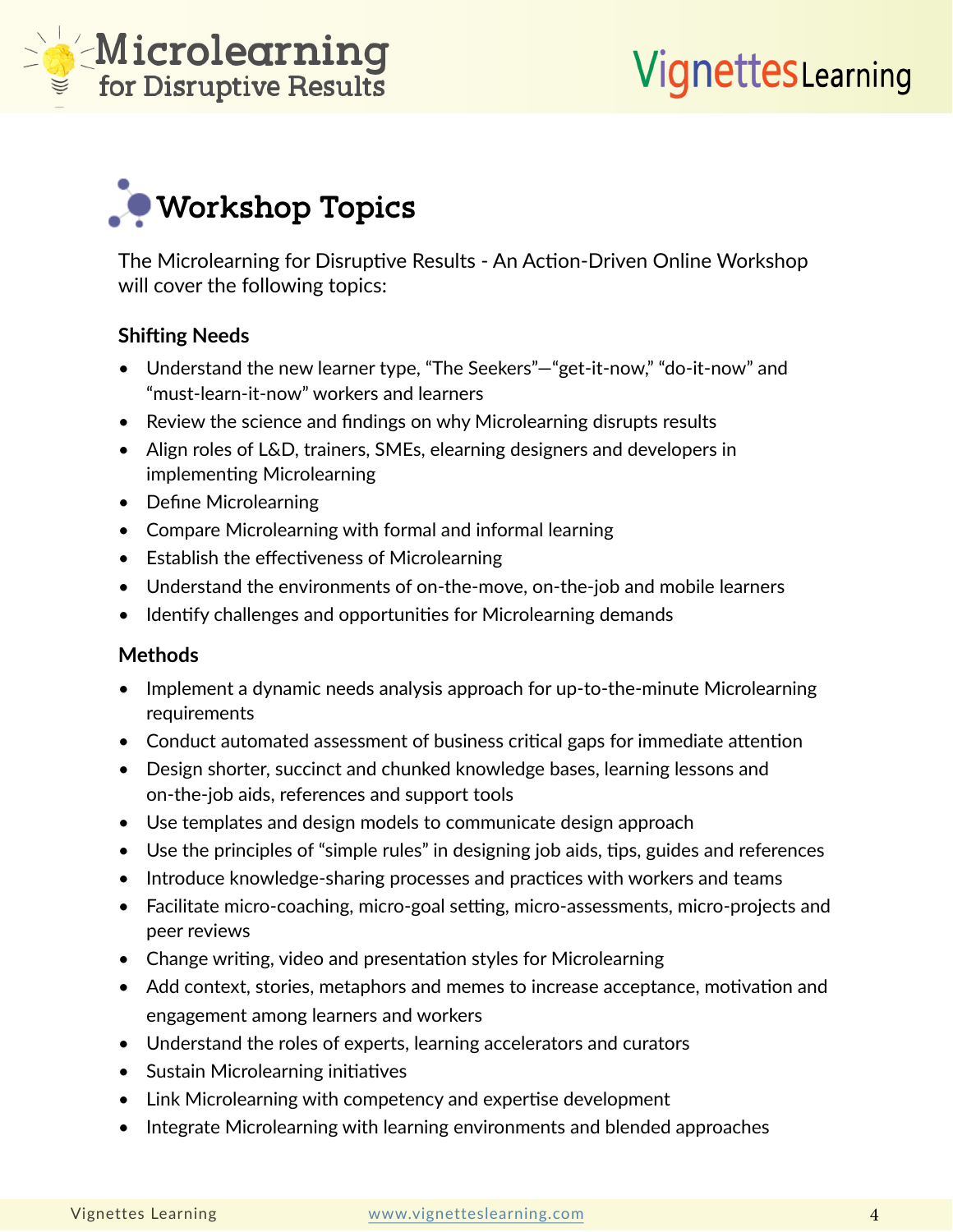## Workshop Topics

The Microlearning for Disruptive Results - An Action-Driven Online Workshop will cover the following topics:

**Shifting Needs**

- Understand the new learner type, “The Seekers”—“get-it-now,” “do-it-now” and “must-learn-it-now” workers and learners
- Review the science and findings on why Microlearning disrupts results
- Align roles of L&D, trainers, SMEs, elearning designers and developers in implementing Microlearning
- Define Microlearning
- Compare Microlearning with formal and informal learning
- Establish the effectiveness of Microlearning
- Understand the environments of on-the-move, on-the-job and mobile learners
- Identify challenges and opportunities for Microlearning demands

**Methods**

- Implement a dynamic needs analysis approach for up-to-the-minute Microlearning requirements
- Conduct automated assessment of business critical gaps for immediate attention
- Design shorter, succinct and chunked knowledge bases, learning lessons and on-the-job aids, references and support tools
- Use templates and design models to communicate design approach
- Use the principles of “simple rules” in designing job aids, tips, guides and references
- Introduce knowledge-sharing processes and practices with workers and teams
- Facilitate micro-coaching, micro-goal setting, micro-assessments, micro-projects and peer reviews
- Change writing, video and presentation styles for Microlearning
- Add context, stories, metaphors and memes to increase acceptance, motivation and engagement among learners and workers
- Understand the roles of experts, learning accelerators and curators
- Sustain Microlearning initiatives
- Link Microlearning with competency and expertise development
- Integrate Microlearning with learning environments and blended approaches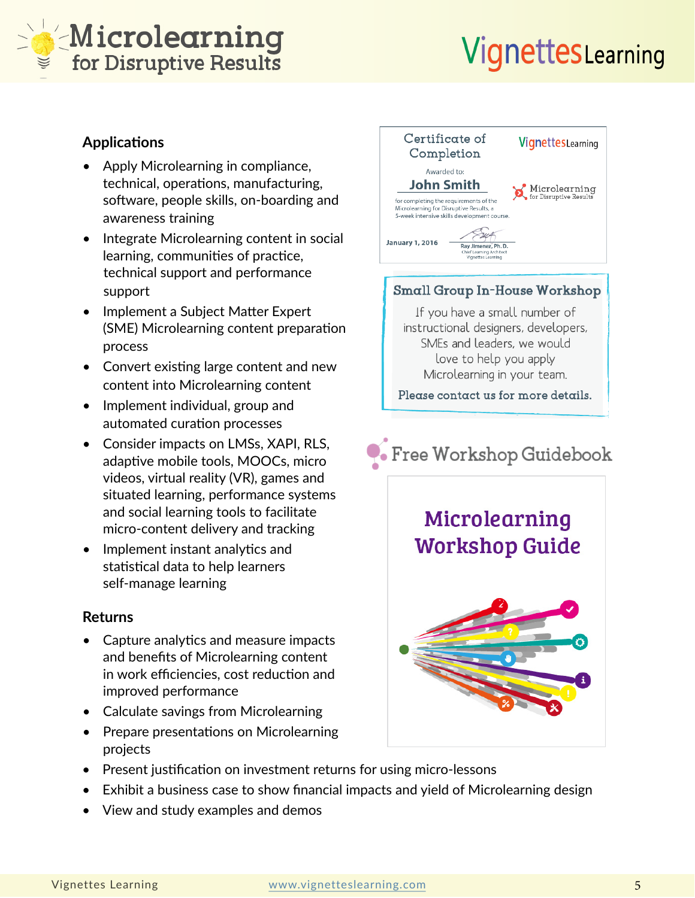## Applications

- Apply Microlearning in compliance, technical, operations, manufacturing, software, people skills, on-boarding and awareness training
- Integrate Microlearning content in social learning, communities of practice, technical support and performance support
- Implement a Subject Matter Expert (SME) Microlearning content preparation process
- Convert existing large content and new content into Microlearning content
- Implement individual, group and automated curation processes
- Consider impacts on LMSs, XAPI, RLS, adaptive mobile tools, MOOCs, micro videos, virtual reality (VR), games and situated learning, performance systems and social learning tools to facilitate micro-content delivery and tracking
- Implement instant analytics and statistical data to help learners self-manage learning

## Returns

- Capture analytics and measure impacts and benefits of Microlearning content in work efficiencies, cost reduction and improved performance
- Calculate savings from Microlearning
- Prepare presentations on Microlearning projects
- Present justification on investment returns for using micro-lessons
- Exhibit a business case to show financial impacts and yield of Microlearning design
- View and study examples and demos

Certificate of Completion

VignettesLearning

Awarded to:

John Smith

for completing the requirements of the Microlearning for Disruptive Results, a 5-week intensive skills development course.

Microlearning for Disruptive Results

January 1, 2016

Ray Jimenez, Ph.D.
Chief Learning Architect
Vignettes Learning

### Small Group In-House Workshop

If you have a small number of instructional designers, developers, SMEs and leaders, we would love to help you apply Microlearning in your team.

Please contact us for more details.

### Free Workshop Guidebook

**Microlearning Workshop Guide**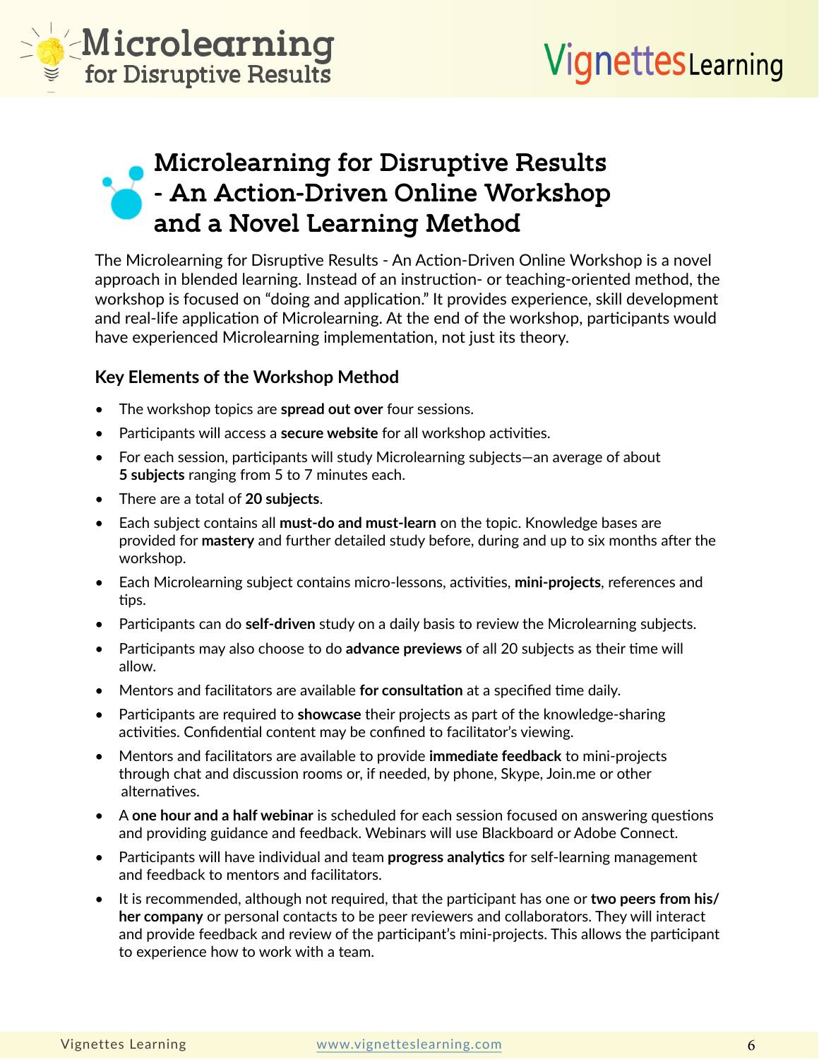# Microlearning for Disruptive Results - An Action-Driven Online Workshop and a Novel Learning Method

The Microlearning for Disruptive Results - An Action-Driven Online Workshop is a novel approach in blended learning. Instead of an instruction- or teaching-oriented method, the workshop is focused on "doing and application." It provides experience, skill development and real-life application of Microlearning. At the end of the workshop, participants would have experienced Microlearning implementation, not just its theory.

## Key Elements of the Workshop Method

- The workshop topics are **spread out over** four sessions.
- Participants will access a **secure website** for all workshop activities.
- For each session, participants will study Microlearning subjects—an average of about **5 subjects** ranging from 5 to 7 minutes each.
- There are a total of **20 subjects**.
- Each subject contains all **must-do and must-learn** on the topic. Knowledge bases are provided for **mastery** and further detailed study before, during and up to six months after the workshop.
- Each Microlearning subject contains micro-lessons, activities, **mini-projects**, references and tips.
- Participants can do **self-driven** study on a daily basis to review the Microlearning subjects.
- Participants may also choose to do **advance previews** of all 20 subjects as their time will allow.
- Mentors and facilitators are available **for consultation** at a specified time daily.
- Participants are required to **showcase** their projects as part of the knowledge-sharing activities. Confidential content may be confined to facilitator's viewing.
- Mentors and facilitators are available to provide **immediate feedback** to mini-projects through chat and discussion rooms or, if needed, by phone, Skype, Join.me or other alternatives.
- A **one hour and a half webinar** is scheduled for each session focused on answering questions and providing guidance and feedback. Webinars will use Blackboard or Adobe Connect.
- Participants will have individual and team **progress analytics** for self-learning management and feedback to mentors and facilitators.
- It is recommended, although not required, that the participant has one or **two peers from his/her company** or personal contacts to be peer reviewers and collaborators. They will interact and provide feedback and review of the participant's mini-projects. This allows the participant to experience how to work with a team.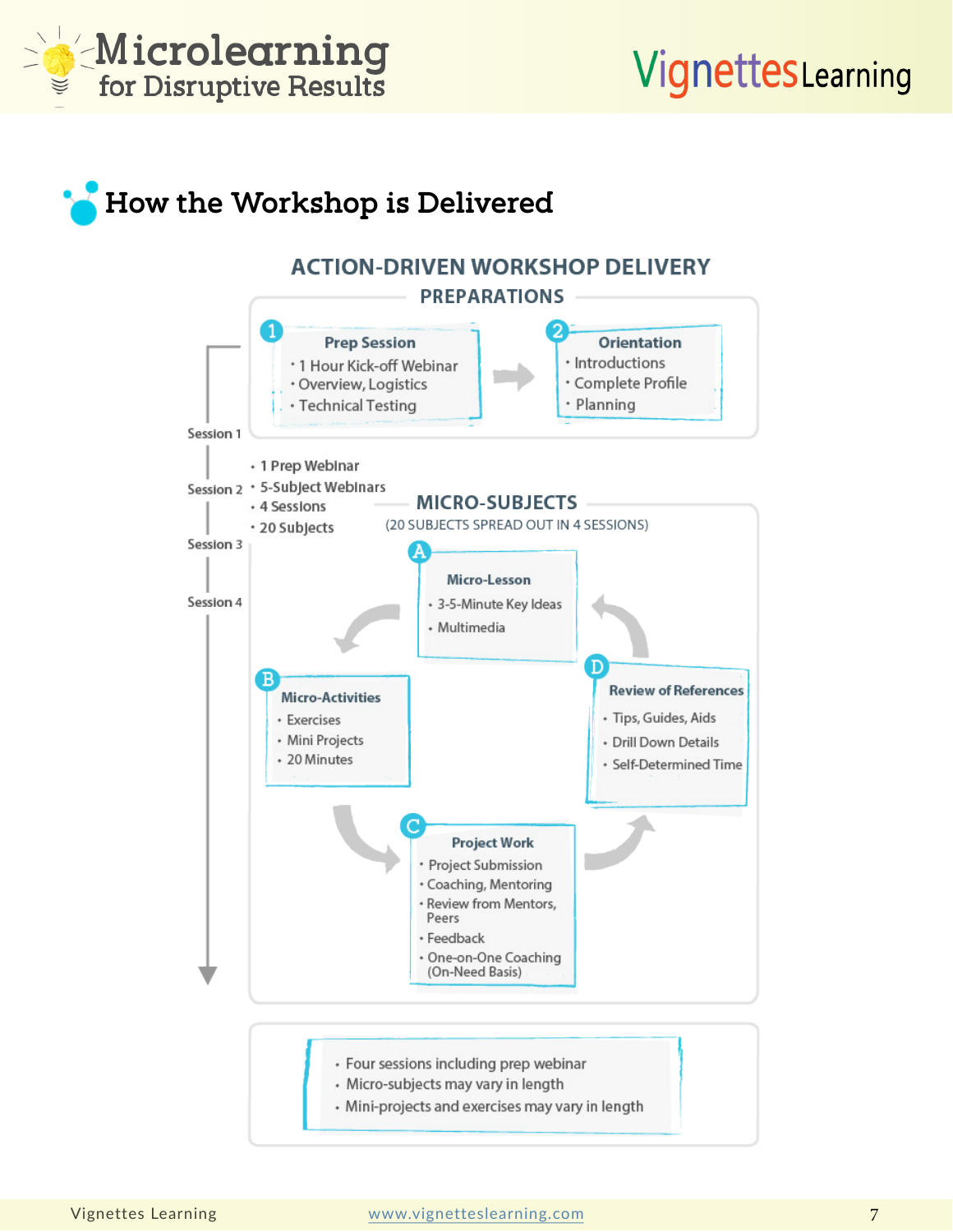## How the Workshop is Delivered

### ACTION-DRIVEN WORKSHOP DELIVERY

#### PREPARATIONS

**1 Prep Session**
- 1 Hour Kick-off Webinar
- Overview, Logistics
- Technical Testing

**2 Orientation**
- Introductions
- Complete Profile
- Planning

Session 1

Session 2

Session 3

Session 4

- 1 Prep Webinar
- 5-Subject Webinars
- 4 Sessions
- 20 Subjects

#### MICRO-SUBJECTS

(20 SUBJECTS SPREAD OUT IN 4 SESSIONS)

**A Micro-Lesson**
- 3-5-Minute Key Ideas
- Multimedia

**B Micro-Activities**
- Exercises
- Mini Projects
- 20 Minutes

**C Project Work**
- Project Submission
- Coaching, Mentoring
- Review from Mentors, Peers
- Feedback
- One-on-One Coaching (On-Need Basis)

**D Review of References**
- Tips, Guides, Aids
- Drill Down Details
- Self-Determined Time

---

- Four sessions including prep webinar
- Micro-subjects may vary in length
- Mini-projects and exercises may vary in length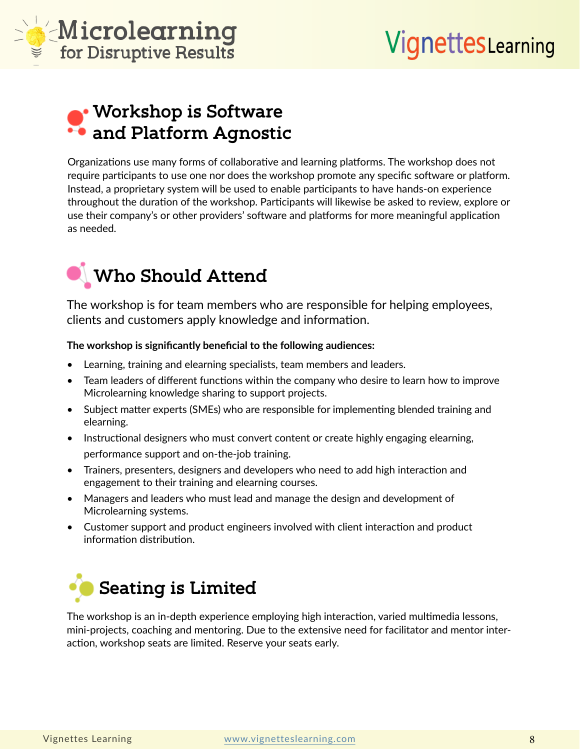## Workshop is Software and Platform Agnostic

Organizations use many forms of collaborative and learning platforms. The workshop does not require participants to use one nor does the workshop promote any specific software or platform. Instead, a proprietary system will be used to enable participants to have hands-on experience throughout the duration of the workshop. Participants will likewise be asked to review, explore or use their company's or other providers' software and platforms for more meaningful application as needed.

## Who Should Attend

The workshop is for team members who are responsible for helping employees, clients and customers apply knowledge and information.

**The workshop is significantly beneficial to the following audiences:**

- Learning, training and elearning specialists, team members and leaders.
- Team leaders of different functions within the company who desire to learn how to improve Microlearning knowledge sharing to support projects.
- Subject matter experts (SMEs) who are responsible for implementing blended training and elearning.
- Instructional designers who must convert content or create highly engaging elearning, performance support and on-the-job training.
- Trainers, presenters, designers and developers who need to add high interaction and engagement to their training and elearning courses.
- Managers and leaders who must lead and manage the design and development of Microlearning systems.
- Customer support and product engineers involved with client interaction and product information distribution.

## Seating is Limited

The workshop is an in-depth experience employing high interaction, varied multimedia lessons, mini-projects, coaching and mentoring. Due to the extensive need for facilitator and mentor interaction, workshop seats are limited. Reserve your seats early.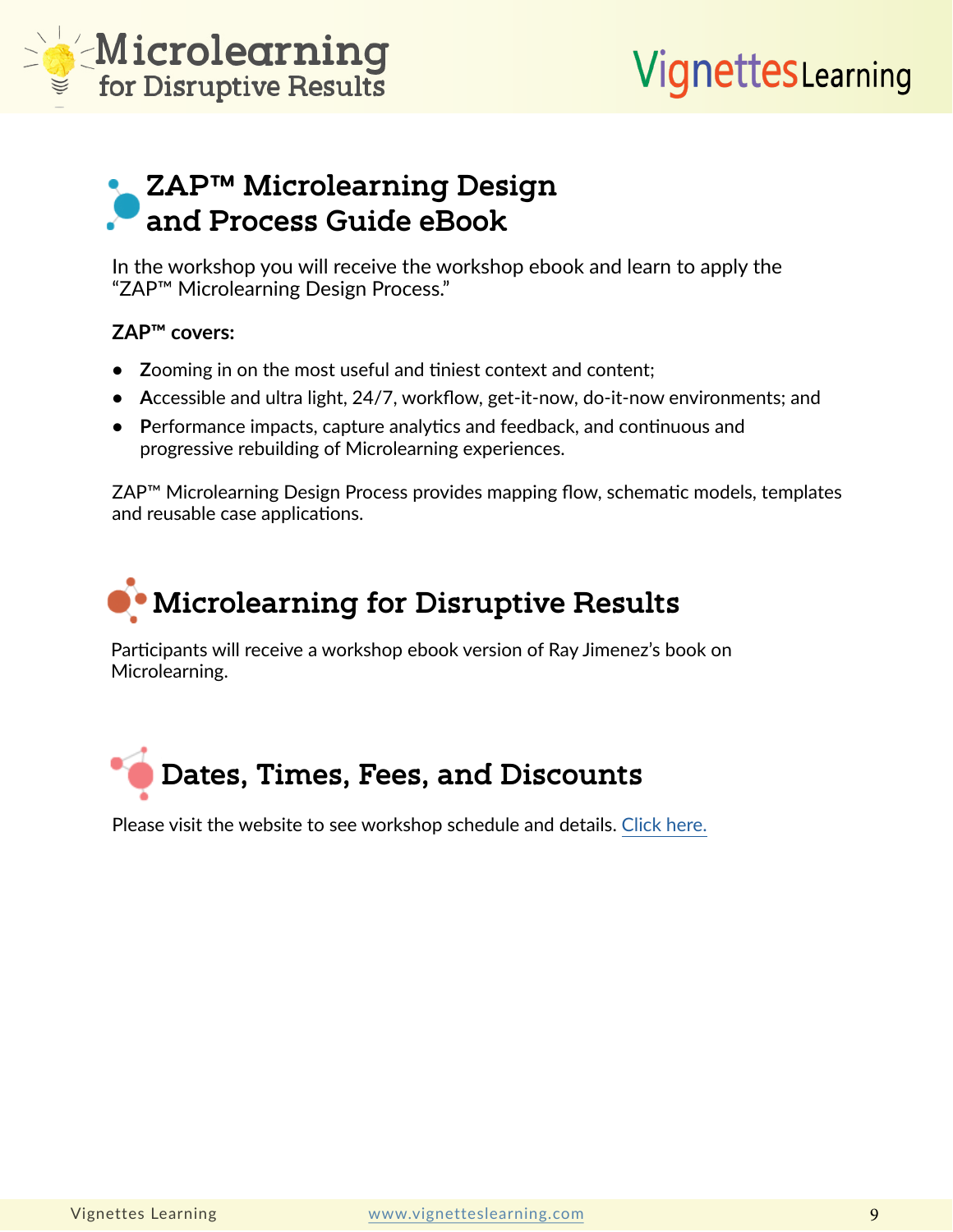## ZAP™ Microlearning Design and Process Guide eBook

In the workshop you will receive the workshop ebook and learn to apply the "ZAP™ Microlearning Design Process."

**ZAP™ covers:**

- **Z**ooming in on the most useful and tiniest context and content;
- **A**ccessible and ultra light, 24/7, workflow, get-it-now, do-it-now environments; and
- **P**erformance impacts, capture analytics and feedback, and continuous and progressive rebuilding of Microlearning experiences.

ZAP™ Microlearning Design Process provides mapping flow, schematic models, templates and reusable case applications.

## Microlearning for Disruptive Results

Participants will receive a workshop ebook version of Ray Jimenez's book on Microlearning.

## Dates, Times, Fees, and Discounts

Please visit the website to see workshop schedule and details. Click here.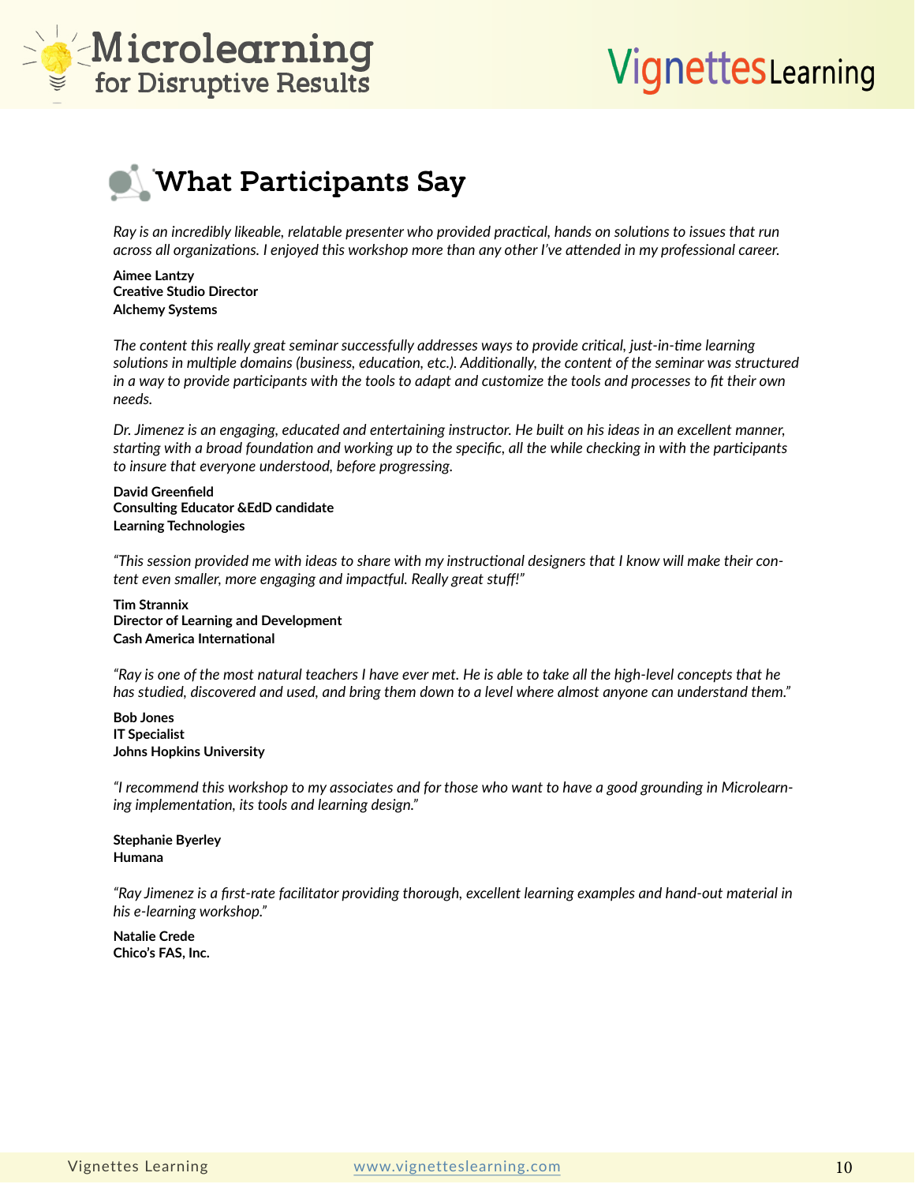# What Participants Say

*Ray is an incredibly likeable, relatable presenter who provided practical, hands on solutions to issues that run across all organizations. I enjoyed this workshop more than any other I've attended in my professional career.*

**Aimee Lantzy**
**Creative Studio Director**
**Alchemy Systems**

*The content this really great seminar successfully addresses ways to provide critical, just-in-time learning solutions in multiple domains (business, education, etc.). Additionally, the content of the seminar was structured in a way to provide participants with the tools to adapt and customize the tools and processes to fit their own needs.*

*Dr. Jimenez is an engaging, educated and entertaining instructor. He built on his ideas in an excellent manner, starting with a broad foundation and working up to the specific, all the while checking in with the participants to insure that everyone understood, before progressing.*

**David Greenfield**
**Consulting Educator &EdD candidate**
**Learning Technologies**

*"This session provided me with ideas to share with my instructional designers that I know will make their content even smaller, more engaging and impactful. Really great stuff!"*

**Tim Strannix**
**Director of Learning and Development**
**Cash America International**

*"Ray is one of the most natural teachers I have ever met. He is able to take all the high-level concepts that he has studied, discovered and used, and bring them down to a level where almost anyone can understand them."*

**Bob Jones**
**IT Specialist**
**Johns Hopkins University**

*"I recommend this workshop to my associates and for those who want to have a good grounding in Microlearning implementation, its tools and learning design."*

**Stephanie Byerley**
**Humana**

*"Ray Jimenez is a first-rate facilitator providing thorough, excellent learning examples and hand-out material in his e-learning workshop."*

**Natalie Crede**
**Chico's FAS, Inc.**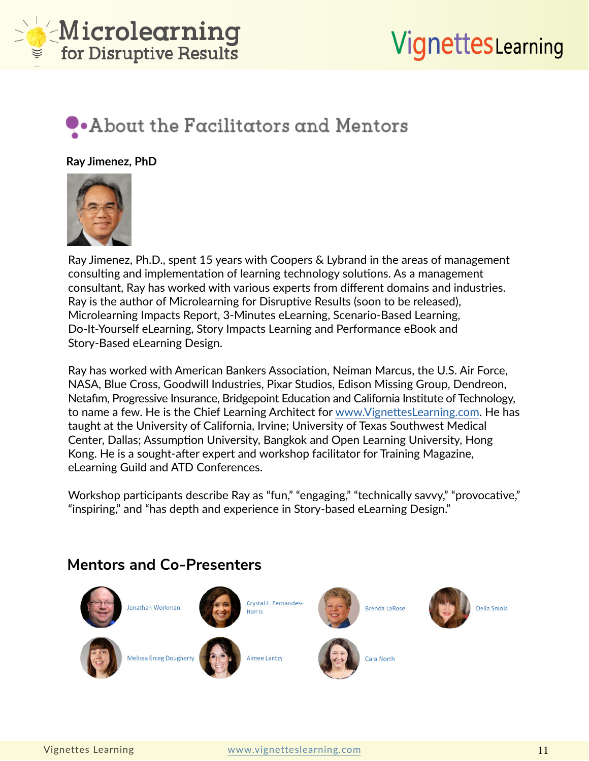## About the Facilitators and Mentors

**Ray Jimenez, PhD**

Ray Jimenez, Ph.D., spent 15 years with Coopers & Lybrand in the areas of management consulting and implementation of learning technology solutions. As a management consultant, Ray has worked with various experts from different domains and industries. Ray is the author of Microlearning for Disruptive Results (soon to be released), Microlearning Impacts Report, 3-Minutes eLearning, Scenario-Based Learning, Do-It-Yourself eLearning, Story Impacts Learning and Performance eBook and Story-Based eLearning Design.

Ray has worked with American Bankers Association, Neiman Marcus, the U.S. Air Force, NASA, Blue Cross, Goodwill Industries, Pixar Studios, Edison Missing Group, Dendreon, Netafim, Progressive Insurance, Bridgepoint Education and California Institute of Technology, to name a few. He is the Chief Learning Architect for www.VignettesLearning.com. He has taught at the University of California, Irvine; University of Texas Southwest Medical Center, Dallas; Assumption University, Bangkok and Open Learning University, Hong Kong. He is a sought-after expert and workshop facilitator for Training Magazine, eLearning Guild and ATD Conferences.

Workshop participants describe Ray as "fun," "engaging," "technically savvy," "provocative," "inspiring," and "has depth and experience in Story-based eLearning Design."

### Mentors and Co-Presenters

Jonathan Workman

Crystal L. Fernandes-Harris

Brenda LaRose

Delia Smola

Melissa Erceg Dougherty

Aimee Lantzy

Cara North